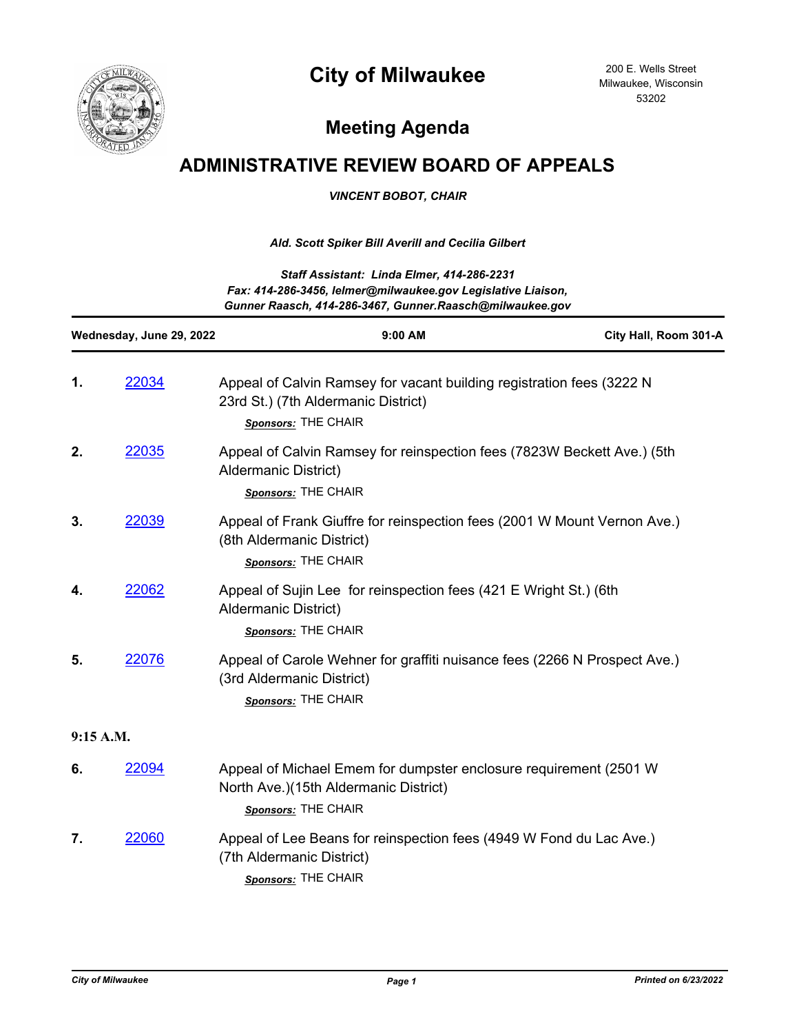# City of Milwaukee

200 E. Wells Street
Milwaukee, Wisconsin
53202

## Meeting Agenda

# ADMINISTRATIVE REVIEW BOARD OF APPEALS

*VINCENT BOBOT, CHAIR*

*Ald. Scott Spiker Bill Averill and Cecilia Gilbert*

*Staff Assistant: Linda Elmer, 414-286-2231*
*Fax: 414-286-3456, lelmer@milwaukee.gov Legislative Liaison,*
*Gunner Raasch, 414-286-3467, Gunner.Raasch@milwaukee.gov*

**Wednesday, June 29, 2022** | **9:00 AM** | **City Hall, Room 301-A**

**1.** 22034 — Appeal of Calvin Ramsey for vacant building registration fees (3222 N 23rd St.) (7th Aldermanic District)

*Sponsors:* THE CHAIR

**2.** 22035 — Appeal of Calvin Ramsey for reinspection fees (7823W Beckett Ave.) (5th Aldermanic District)

*Sponsors:* THE CHAIR

**3.** 22039 — Appeal of Frank Giuffre for reinspection fees (2001 W Mount Vernon Ave.) (8th Aldermanic District)

*Sponsors:* THE CHAIR

**4.** 22062 — Appeal of Sujin Lee for reinspection fees (421 E Wright St.) (6th Aldermanic District)

*Sponsors:* THE CHAIR

**5.** 22076 — Appeal of Carole Wehner for graffiti nuisance fees (2266 N Prospect Ave.) (3rd Aldermanic District)

*Sponsors:* THE CHAIR

**9:15 A.M.**

**6.** 22094 — Appeal of Michael Emem for dumpster enclosure requirement (2501 W North Ave.)(15th Aldermanic District)

*Sponsors:* THE CHAIR

**7.** 22060 — Appeal of Lee Beans for reinspection fees (4949 W Fond du Lac Ave.) (7th Aldermanic District)

*Sponsors:* THE CHAIR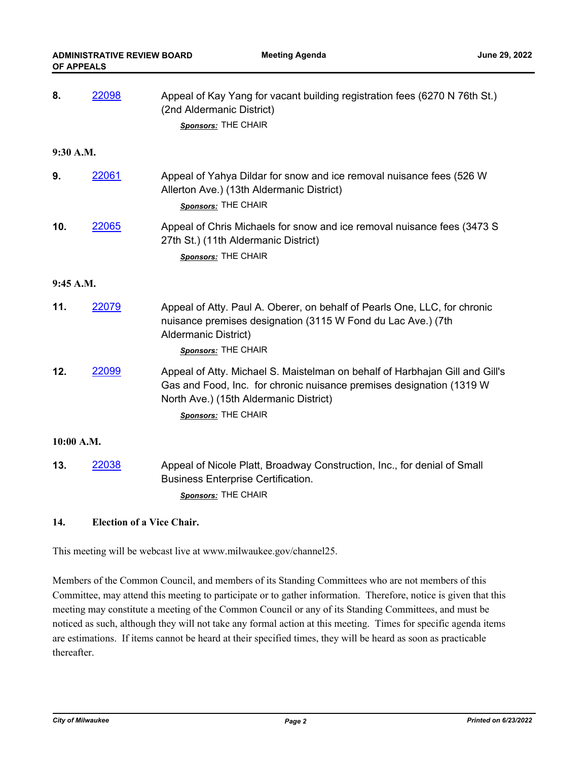**8.** [22098](22098) Appeal of Kay Yang for vacant building registration fees (6270 N 76th St.) (2nd Aldermanic District)

***Sponsors:*** THE CHAIR

**9:30 A.M.**

**9.** [22061](22061) Appeal of Yahya Dildar for snow and ice removal nuisance fees (526 W Allerton Ave.) (13th Aldermanic District)

***Sponsors:*** THE CHAIR

**10.** [22065](22065) Appeal of Chris Michaels for snow and ice removal nuisance fees (3473 S 27th St.) (11th Aldermanic District)

***Sponsors:*** THE CHAIR

**9:45 A.M.**

**11.** [22079](22079) Appeal of Atty. Paul A. Oberer, on behalf of Pearls One, LLC, for chronic nuisance premises designation (3115 W Fond du Lac Ave.) (7th Aldermanic District)

***Sponsors:*** THE CHAIR

**12.** [22099](22099) Appeal of Atty. Michael S. Maistelman on behalf of Harbhajan Gill and Gill's Gas and Food, Inc. for chronic nuisance premises designation (1319 W North Ave.) (15th Aldermanic District)

***Sponsors:*** THE CHAIR

**10:00 A.M.**

**13.** [22038](22038) Appeal of Nicole Platt, Broadway Construction, Inc., for denial of Small Business Enterprise Certification.

***Sponsors:*** THE CHAIR

**14. Election of a Vice Chair.**

This meeting will be webcast live at www.milwaukee.gov/channel25.

Members of the Common Council, and members of its Standing Committees who are not members of this Committee, may attend this meeting to participate or to gather information. Therefore, notice is given that this meeting may constitute a meeting of the Common Council or any of its Standing Committees, and must be noticed as such, although they will not take any formal action at this meeting. Times for specific agenda items are estimations. If items cannot be heard at their specified times, they will be heard as soon as practicable thereafter.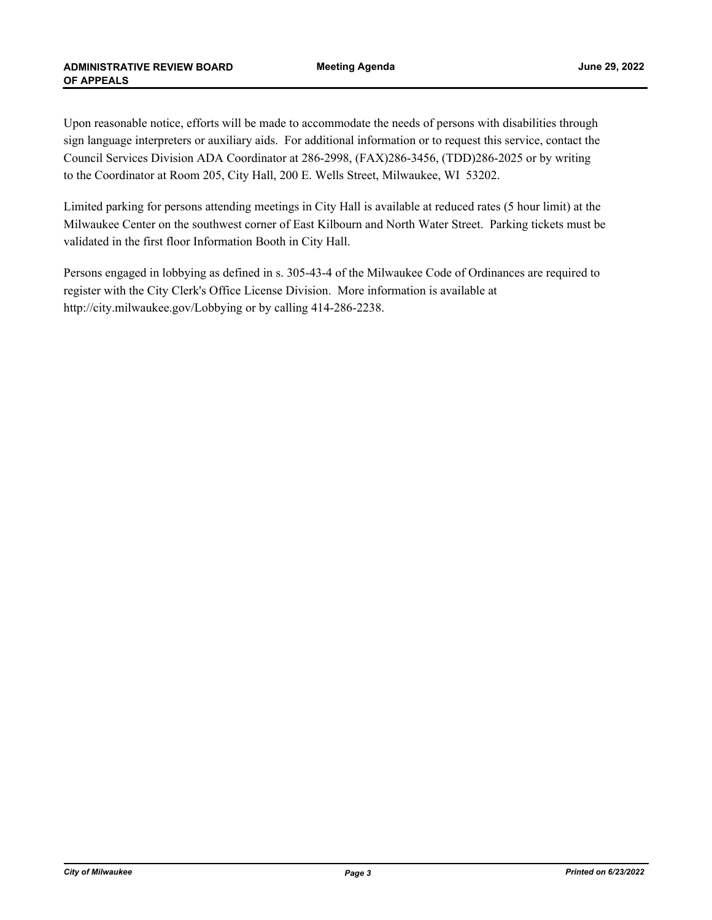Upon reasonable notice, efforts will be made to accommodate the needs of persons with disabilities through sign language interpreters or auxiliary aids. For additional information or to request this service, contact the Council Services Division ADA Coordinator at 286-2998, (FAX)286-3456, (TDD)286-2025 or by writing to the Coordinator at Room 205, City Hall, 200 E. Wells Street, Milwaukee, WI 53202.

Limited parking for persons attending meetings in City Hall is available at reduced rates (5 hour limit) at the Milwaukee Center on the southwest corner of East Kilbourn and North Water Street. Parking tickets must be validated in the first floor Information Booth in City Hall.

Persons engaged in lobbying as defined in s. 305-43-4 of the Milwaukee Code of Ordinances are required to register with the City Clerk's Office License Division. More information is available at http://city.milwaukee.gov/Lobbying or by calling 414-286-2238.